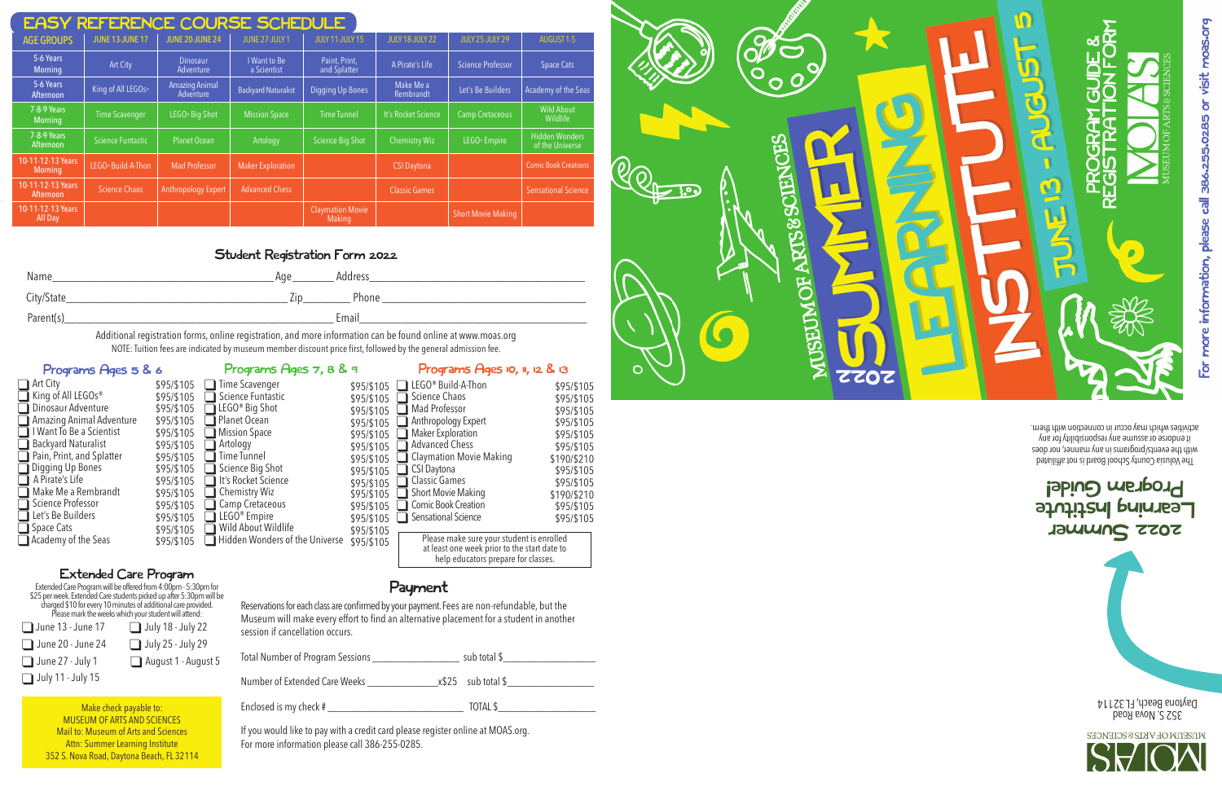## EASY REFERENCE COURSE SCHEDULE

| AGE GROUPS | JUNE 13-JUNE 17 | JUNE 20-JUNE 24 | JUNE 27-JULY 1 | JULY 11-JULY 15 | JULY 18-JULY 22 | JULY 25-JULY 29 | AUGUST 1-5 |
|---|---|---|---|---|---|---|---|
| 5-6 Years Morning | Art City | Dinosaur Adventure | I Want to Be a Scientist | Paint, Print, and Splatter | A Pirate's Life | Science Professor | Space Cats |
| 5-6 Years Afternoon | King of All LEGOs® | Amazing Animal Adventure | Backyard Naturalist | Digging Up Bones | Make Me a Rembrandt | Let's Be Builders | Academy of the Seas |
| 7-8-9 Years Morning | Time Scavenger | LEGO® Big Shot | Mission Space | Time Tunnel | It's Rocket Science | Camp Cretaceous | Wild About Wildlife |
| 7-8-9 Years Afternoon | Science Funtastic | Planet Ocean | Artology | Science Big Shot | Chemistry Wiz | LEGO® Empire | Hidden Wonders of the Universe |
| 10-11-12-13 Years Morning | LEGO® Build-A-Thon | Mad Professor | Maker Exploration | | CSI Daytona | | Comic Book Creations |
| 10-11-12-13 Years Afternoon | Science Chaos | Anthropology Expert | Advanced Chess | | Classic Games | | Sensational Science |
| 10-11-12-13 Years All Day | | | | Claymation Movie Making | | Short Movie Making | |

## Student Registration Form 2022

Name\_\_\_\_\_\_\_\_\_\_\_\_\_\_\_\_\_\_\_\_ Age\_\_\_\_\_\_ Address\_\_\_\_\_\_\_\_\_\_\_\_\_\_\_\_\_\_\_\_

City/State\_\_\_\_\_\_\_\_\_\_\_\_\_\_\_\_\_\_\_\_ Zip\_\_\_\_\_\_ Phone\_\_\_\_\_\_\_\_\_\_\_\_\_\_\_\_\_\_\_\_

Parent(s)\_\_\_\_\_\_\_\_\_\_\_\_\_\_\_\_\_\_\_\_ Email\_\_\_\_\_\_\_\_\_\_\_\_\_\_\_\_\_\_\_\_

Additional registration forms, online registration, and more information can be found online at www.moas.org

NOTE: Tuition fees are indicated by museum member discount price first, followed by the general admission fee.

### Programs Ages 5 & 6

- ☐ Art City $95/$105
- ☐ King of All LEGOs® $95/$105
- ☐ Dinosaur Adventure $95/$105
- ☐ Amazing Animal Adventure $95/$105
- ☐ I Want To Be a Scientist $95/$105
- ☐ Backyard Naturalist $95/$105
- ☐ Pain, Print, and Splatter $95/$105
- ☐ Digging Up Bones $95/$105
- ☐ A Pirate's Life $95/$105
- ☐ Make Me a Rembrandt $95/$105
- ☐ Science Professor $95/$105
- ☐ Let's Be Builders $95/$105
- ☐ Space Cats $95/$105
- ☐ Academy of the Seas $95/$105

### Programs Ages 7, 8 & 9

- ☐ Time Scavenger $95/$105
- ☐ Science Funtastic $95/$105
- ☐ LEGO® Big Shot $95/$105
- ☐ Planet Ocean $95/$105
- ☐ Mission Space $95/$105
- ☐ Artology $95/$105
- ☐ Time Tunnel $95/$105
- ☐ Science Big Shot $95/$105
- ☐ It's Rocket Science $95/$105
- ☐ Chemistry Wiz $95/$105
- ☐ Camp Cretaceous $95/$105
- ☐ LEGO® Empire $95/$105
- ☐ Wild About Wildlife $95/$105
- ☐ Hidden Wonders of the Universe $95/$105

### Programs Ages 10, 11, 12 & 13

- ☐ LEGO® Build-A-Thon $95/$105
- ☐ Science Chaos $95/$105
- ☐ Mad Professor $95/$105
- ☐ Anthropology Expert $95/$105
- ☐ Maker Exploration $95/$105
- ☐ Advanced Chess $95/$105
- ☐ Claymation Movie Making $190/$210
- ☐ CSI Daytona $95/$105
- ☐ Classic Games $95/$105
- ☐ Short Movie Making $190/$210
- ☐ Comic Book Creation $95/$105
- ☐ Sensational Science $95/$105

Please make sure your student is enrolled at least one week prior to the start date to help educators prepare for classes.

### Extended Care Program

Extended Care Program will be offered from 4:00pm - 5:30pm for $25 per week. Extended Care students picked up after 5:30pm will be charged $10 for every 10 minutes of additional care provided. Please mark the weeks which your student will attend:

- ☐ June 13 - June 17
- ☐ June 20 - June 24
- ☐ June 27 - July 1
- ☐ July 11 - July 15
- ☐ July 18 - July 22
- ☐ July 25 - July 29
- ☐ August 1 - August 5

Make check payable to:
MUSEUM OF ARTS AND SCIENCES
Mail to: Museum of Arts and Sciences
Attn: Summer Learning Institute
352 S. Nova Road, Daytona Beach, FL 32114

### Payment

Reservations for each class are confirmed by your payment. Fees are non-refundable, but the Museum will make every effort to find an alternative placement for a student in another session if cancellation occurs.

Total Number of Program Sessions \_\_\_\_\_\_\_\_\_\_ sub total $\_\_\_\_\_\_\_\_\_\_

Number of Extended Care Weeks \_\_\_\_\_\_\_\_\_\_ x$25 sub total $\_\_\_\_\_\_\_\_\_\_

Enclosed is my check # \_\_\_\_\_\_\_\_\_\_ TOTAL $\_\_\_\_\_\_\_\_\_\_

If you would like to pay with a credit card please register online at MOAS.org.
For more information please call 386-255-0285.

# MUSEUM OF ARTS & SCIENCES SUMMER LEARNING INSTITUTE 2022

## JUNE 13 - AUGUST 5

PROGRAM GUIDE & REGISTRATION FORM

MOAS MUSEUM OF ARTS & SCIENCES

For more information, please call 386.255.0285 or visit moas.org

## 2022 Summer Learning Institute Program Guide!

The Volusia County School Board is not affiliated with the events/programs in any manner, nor does it endorse or assume any responsibility for any activities which may occur in connection with them.

MOAS MUSEUM OF ARTS & SCIENCES
352 S. Nova Road
Daytona Beach, FL 32114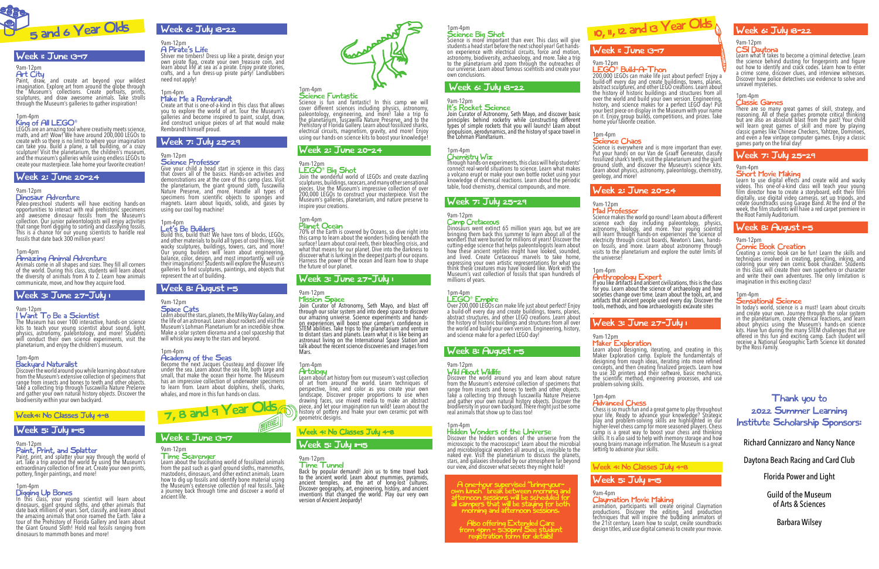# 5 and 6 Year Olds

## Week 1: June 13-17

9am-12pm
### Art City
Paint, draw, and create art beyond your wildest imagination. Explore art from around the globe through the Museum's collections. Create portraits, prints, sculptures, and draw awesome animals. Take strolls through the Museum's galleries to gather inspiration!

1pm-4pm
### King of All LEGO®
LEGOs are an amazing tool where creativity meets science, math, and art! Wow! We have around 200,000 LEGOs to create with so there is no limit to where your imagination can take you. Build a plane, a tall building, or a crazy sculpture! Visit the planetarium, the children's museum, and the museum's galleries while using endless LEGOs to create your masterpiece. Take home your favorite creation!

## Week 2: June 20-24

9am-12pm
### Dinosaur Adventure
Paleo-preschool students will have exciting hands-on opportunities to interact with real prehistoric specimens and awesome dinosaur fossils from the Museum's collection. Our junior paleontologists will enjoy activities that range from digging to sorting and classifying fossils. This is a chance for our young scientists to handle real fossils that date back 300 million years!

1pm-4pm
### Amazing Animal Adventure
Animals come in all shapes and sizes. They fill all corners of the world. During this class, students will learn about the diversity of animals from A to Z. Learn how animals communicate, move, and how they acquire food.

## Week 3: June 27-July 1

9am-12pm
### I Want To Be a Scientist
The Museum has over 100 interactive, hands-on science kits to teach your young scientist about sound, light, physics, astronomy, paleontology, and more! Students will conduct their own science experiments, visit the planetarium, and enjoy the children's museum.

1pm-4pm
### Backyard Naturalist
Discover the world around you while learning about nature from the Museum's extensive collection of specimens that range from insects and bones to teeth and other objects. Take a collecting trip through Tuscawilla Nature Preserve and gather your own natural history objects. Discover the biodiversity within your own backyard.

## Week 4: No Classes July 4-8

## Week 5: July 11-15

9am-12pm
### Paint, Print, and Splatter
Paint, print, and splatter your way through the world of art. Take a trip around the world by using the Museum's extraordinary collection of fine art. Create your own prints, pottery, finger paintings, and more!

1pm-4pm
### Digging Up Bones
In this class, your young scientist will learn about dinosaurs, giant ground sloths, and other animals that date back millions of years. Sort, classify, and learn about the amazing animals that once roamed the Earth. Take a tour of the Prehistory of Florida Gallery and learn about the Giant Ground Sloth! Hold real fossils ranging from dinosaurs to mammoth bones and more!

## Week 6: July 18-22

9am-12pm
### A Pirate's Life
Shiver me timbers! Dress up like a pirate, design your own pirate flag, create your own treasure coin, and learn about life at sea as a pirate. Enjoy pirate stories, crafts, and a fun dress-up pirate party! Landlubbers need not apply!

1pm-4pm
### Make Me a Rembrandt
Create art that is one-of-a-kind in this class that allows you to explore the world of art. Tour the Museum's galleries and become inspired to paint, sculpt, draw, and construct unique pieces of art that would make Rembrandt himself proud.

## Week 7: July 25-29

9am-12pm
### Science Professor
Give your child a head start in science in this class that covers all of the basics. Hands-on activities and demonstrations are at the core of this camp class. Visit the planetarium, the giant ground sloth, Tuscawilla Nature Preserve, and more. Handle all types of specimens from scientific objects to sponges and magnets. Learn about liquids, solids, and gases by using our cool fog machine!

1pm-4pm
### Let's Be Builders
Build this, build that! We have tons of blocks, LEGOs, and other materials to build all types of cool things, like wacky sculptures, buildings, towers, cars, and more! Our young builders will learn about engineering, balance, color, design, and most importantly, will use their imaginations! Students will explore the Museum's galleries to find sculptures, paintings, and objects that represent the art of building.

## Week 8: August 1-5

9am-12pm
### Space Cats
Learn about the stars, planets, the Milky Way Galaxy, and the life of an astronaut. Learn about rockets and visit the Museum's Lohman Planetarium for an incredible show. Make a solar system diorama and a cool spaceship that will whisk you away to the stars and beyond.

1pm-4pm
### Academy of the Seas
Become the next Jacques Cousteau and discover life under the sea. Learn about the sea life, both large and small, that make the ocean their home. The Museum has an impressive collection of underwater specimens to learn from. Learn about dolphins, shells, sharks, whales, and more in this fun hands-on class.

# 7, 8 and 9 Year Olds

## Week 1: June 13-17

9am-12pm
### Time Scavenger
Learn about the fascinating world of fossilized animals from the past such as giant ground sloths, mammoths, mastodons, dinosaurs, and other extinct animals. Learn how to dig up fossils and identify bone material using the Museum's extensive collection of real fossils. Take a journey back through time and discover a world of ancient life.

1pm-4pm
### Science Funtastic
Science is fun and fantastic! In this camp we will cover different sciences including physics, astronomy, paleontology, engineering, and more! Take a trip to the planetarium, Tuscawilla Nature Preserve, and to the Prehistory of Florida Gallery. Learn about fossilized sharks, electrical circuits, magnetism, gravity, and more! Enjoy using our hands-on science kits to boost your knowledge!

## Week 2: June 20-24

9am-12pm
### LEGO® Big Shot
Join the wonderful world of LEGOs and create dazzling sculptures, buildings, racecars, and many other sensational pieces. Use the Museum's impressive collection of over 200,000 LEGOs to construct your masterpiece. Visit the Museum's galleries, planetarium, and nature preserve to inspire your creations.

1pm-4pm
### Planet Ocean
70% of the Earth is covered by Oceans, so dive right into this camp to learn about the wonders hiding beneath the surface! Learn about coral reefs, their bleaching crisis, and what that means for our planet. Dive into the darkness to discover what is lurking in the deepest parts of our oceans. Harness the power of the ocean and learn how to shape the future of our planet.

## Week 3: June 27-July 1

9am-12pm
### Mission Space
Join Curator of Astronomy, Seth Mayo, and blast off through our solar system and into deep space to discover our amazing universe. Science experiments and hands-on experiences will boost your camper's confidence in STEM abilities. Take trips to the planetarium and venture to distant stars and planets. Learn what it is like being an astronaut living on the International Space Station and talk about the recent science discoveries and images from Mars.

1pm-4pm
### Artology
Learn about art history from our museum's vast collection of art from around the world. Learn techniques of perspective, line, and color as you create your own landscape. Discover proper proportions to use when drawing faces, use mixed media to make an abstract piece, and let your imagination run wild! Learn about the history of pottery and make your own ceramic pot with geometric designs.

## Week 4: No Classes July 4-8

## Week 5: July 11-15

9am-12pm
### Time Tunnel
Back by popular demand! Join us to time travel back to the ancient world. Learn about mummies, pyramids, ancient temples, and the art of long-lost cultures. Discover geography, art, engineering, history, and ancient inventions that changed the world. Play our very own version of Ancient Jeopardy!

1pm-4pm
### Science Big Shot
Science is more important than ever. This class will give students a head start before the next school year! Get hands-on experience with electrical circuits, force and motion, astronomy, biodiversity, archaeology, and more. Take a trip to the planetarium and zoom through the outreaches of our universe. Learn about famous scientists and create your own conclusions.

## Week 6: July 18-22

9am-12pm
### It's Rocket Science
Join Curator of Astronomy, Seth Mayo, and discover basic principles behind rocketry while constructing different types of simple rockets that you will launch! Learn about propulsion, aerodynamics, and the history of space travel in the Lohman Planetarium.

1pm-4pm
### Chemistry Wiz
Through hands on experiments, this class will help students' connect real-world situations to science. Learn what makes a volcano erupt or make your own bottle rocket using your knowledge of chemical reactions. Learn about the periodic table, food chemistry, chemical compounds, and more.

## Week 7: July 25-29

9am-12pm
### Camp Cretaceous
Dinosaurs went extinct 65 million years ago, but we are bringing them back this summer to learn about all of the wonders that were buried for millions of years! Discover the cutting-edge science that helps paleontologists learn about how these ancient reptiles might have looked, sounded, and lived. Create Cretaceous marvels to take home, expressing your own artistic representations for what you think these creatures may have looked like. Work with the Museum's vast collection of fossils that span hundreds of millions of years.

1pm-4pm
### LEGO® Empire
Over 200,000 LEGOs can make life just about perfect! Enjoy a build-off every day and create buildings, towns, planes, abstract structures, and other LEGO creations. Learn about the history of historic buildings and structures from all over the world and build your own version. Engineering, history, and science make for a perfect LEGO day!

## Week 8: August 1-5

9am-12pm
### Wild About Wildlife
Discover the world around you and learn about nature from the Museum's extensive collection of specimens that range from insects and bones to teeth and other objects. Take a collecting trip through Tuscawilla Nature Preserve and gather your own natural history objects. Discover the biodiversity in your own backyard. There might just be some real animals that show up to class too!

1pm-4pm
### Hidden Wonders of the Universe
Discover the hidden wonders of the universe from the microscopic to the macroscopic! Learn about the microbial and microbiological wonders all around us, invisible to the naked eye. Visit the planetarium to discuss the planets, stars, and galaxies shrouded by our atmosphere far beyond our view, and discover what secrets they might hold!

**A one-hour supervised "bring-your-own lunch" break between morning and afternoon sessions will be scheduled for all campers that will be staying for both morning and afternoon sessions.**

**Also offering Extended Care from 4pm - 5:30pm! See student registration form for details!**

# 10, 11, 12 and 13 Year Olds

## Week 1: June 13-17

9am-12pm
### LEGO® Build-A-Thon
200,000 LEGOs can make life just about perfect! Enjoy a build-off every day and create buildings, towns, planes, abstract structures, and other LEGO creations. Learn about the history of historic buildings and structures from all over the world and build your own version. Engineering, history, and science makes for a perfect LEGO day! Put your best piece on display in the Museum with your name on it. Enjoy group builds, competitions, and prizes. Take home your favorite creation.

1pm-4pm
### Science Chaos
Science is everywhere and is more important than ever. Put your hands on our Van de Graaff Generator, classify fossilized shark's teeth, visit the planetarium and the giant ground sloth, and discover the Museum's science kits. Learn about physics, astronomy, paleontology, chemistry, geology, and more!

## Week 2: June 20-24

9am-12pm
### Mad Professor
Science makes the world go round! Learn about a different science each day including paleontology, physics, astronomy, biology, and more. Your young scientist will learn through hands-on experiences the science of electricity through circuit boards, Newton's Laws, hands-on fossils, and more. Learn about astronomy through visits to the planetarium and explore the outer limits of the universe!

1pm-4pm
### Anthropology Expert
If you like artifacts and ancient civilizations, this is the class for you. Learn about the science of archaeology and how societies change over time. Learn about the tools, art, and artifacts that ancient people used every day. Discover the tools, methods, and how archaeologists excavate sites.

## Week 3: June 27-July 1

9am-12pm
### Maker Exploration
Learn about designing, iterating, and creating in this Maker Exploration camp. Explore the fundamentals of designing from rough ideas, iterating into more refined concepts, and then creating finalized projects. Learn how to use 3D printers and their software, basic mechanics, the scientific method, engineering processes, and use problem-solving skills.

1pm-4pm
### Advanced Chess
Chess is so much fun and a great game to play throughout your life. Ready to advance your knowledge? Strategic play and problem-solving skills are highlighted in our higher-level chess camp for more seasoned players. Chess camp is a great way to boost your chess and thinking skills. It is also said to help with memory storage and how young brains manage information. The Museum is a great setting to advance your skills.

## Week 4: No Classes July 4-8

## Week 5: July 11-15

9am-4pm
### Claymation Movie Making
animation, participants will create original Claymation productions. Discover the editing and production techniques that will inspire the budding animators of the 21st century. Learn how to sculpt, create soundtracks design titles, and use digital cameras to create your movie.

## Week 6: July 18-22

9am-12pm
### CSI Daytona
Learn what it takes to become a criminal detective. Learn the science behind dusting for fingerprints and figure out how to identify and crack codes. Learn how to enter a crime scene, discover clues, and interview witnesses. Discover how police detectives use evidence to solve and unravel mysteries.

1pm-4pm
### Classic Games
There are so many great games of skill, strategy, and reasoning. All of these games promote critical thinking but are also an absolute blast from the past! Your child will learn great games of skill and more by playing classic games like Chinese Checkers, Yahtzee, Dominoes, and even a few vintage computer games. Enjoy a classic games party on the final day!

## Week 7: July 25-29

9am-4pm
### Short Movie Making
Learn to use digital effects and create wild and wacky videos. This one-of-a-kind class will teach your young film director how to create a storyboard, edit their film digitally, use digital video cameras, set up tripods, and create soundtracks using Garage Band. At the end of the week, the film students will have a red carpet premiere in the Root Family Auditorium.

## Week 8: August 1-5

9am-12pm
### Comic Book Creation
Creating a comic book can be fun! Learn the skills and techniques involved in creating, penciling, inking, and coloring your very own comic book character. Students in this class will create their own superhero or character and write their own adventures. The only limitation is imagination in this exciting class!

1pm-4pm
### Sensational Science
In today's world, science is a must! Learn about circuits and create your own. Journey through the solar system in the planetarium, create chemical reactions, and learn about physics using the Museum's hands-on science kits. Have fun during the many STEM challenges that are offered in this fun and exciting camp. Each student will receive a National Geographic Earth Science kit donated by the Ross Family.

## Thank you to 2022 Summer Learning Institute Scholarship Sponsors:

Richard Cannizzaro and Nancy Nance

Daytona Beach Racing and Card Club

Florida Power and Light

Guild of the Museum of Arts & Sciences

Barbara Wilsey